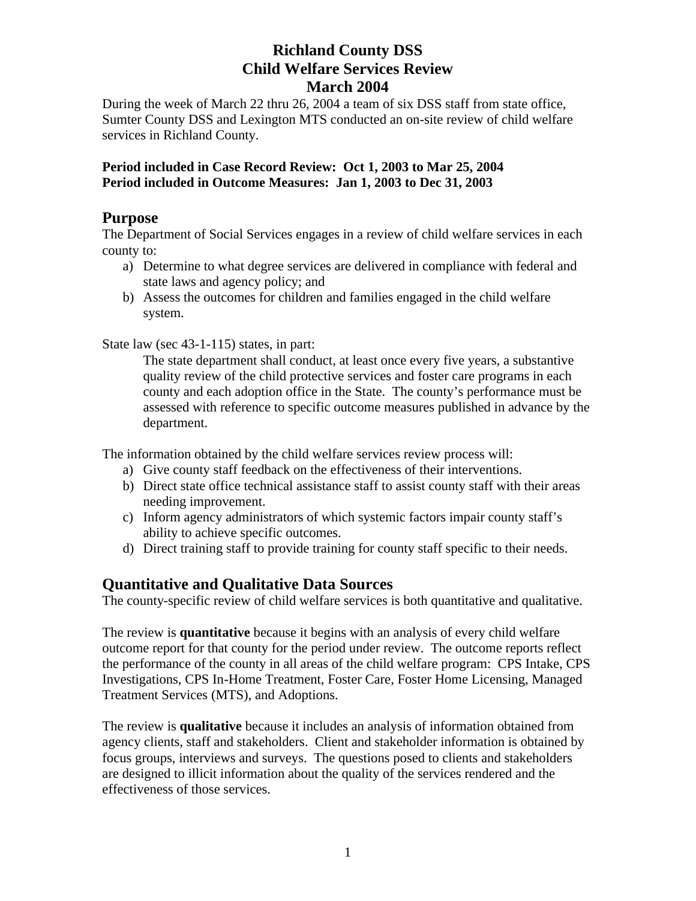# Richland County DSS
# Child Welfare Services Review
# March 2004

During the week of March 22 thru 26, 2004 a team of six DSS staff from state office, Sumter County DSS and Lexington MTS conducted an on-site review of child welfare services in Richland County.

**Period included in Case Record Review: Oct 1, 2003 to Mar 25, 2004**
**Period included in Outcome Measures: Jan 1, 2003 to Dec 31, 2003**

## Purpose

The Department of Social Services engages in a review of child welfare services in each county to:

a) Determine to what degree services are delivered in compliance with federal and state laws and agency policy; and
b) Assess the outcomes for children and families engaged in the child welfare system.

State law (sec 43-1-115) states, in part:

> The state department shall conduct, at least once every five years, a substantive quality review of the child protective services and foster care programs in each county and each adoption office in the State. The county's performance must be assessed with reference to specific outcome measures published in advance by the department.

The information obtained by the child welfare services review process will:

a) Give county staff feedback on the effectiveness of their interventions.
b) Direct state office technical assistance staff to assist county staff with their areas needing improvement.
c) Inform agency administrators of which systemic factors impair county staff's ability to achieve specific outcomes.
d) Direct training staff to provide training for county staff specific to their needs.

## Quantitative and Qualitative Data Sources

The county-specific review of child welfare services is both quantitative and qualitative.

The review is **quantitative** because it begins with an analysis of every child welfare outcome report for that county for the period under review. The outcome reports reflect the performance of the county in all areas of the child welfare program: CPS Intake, CPS Investigations, CPS In-Home Treatment, Foster Care, Foster Home Licensing, Managed Treatment Services (MTS), and Adoptions.

The review is **qualitative** because it includes an analysis of information obtained from agency clients, staff and stakeholders. Client and stakeholder information is obtained by focus groups, interviews and surveys. The questions posed to clients and stakeholders are designed to illicit information about the quality of the services rendered and the effectiveness of those services.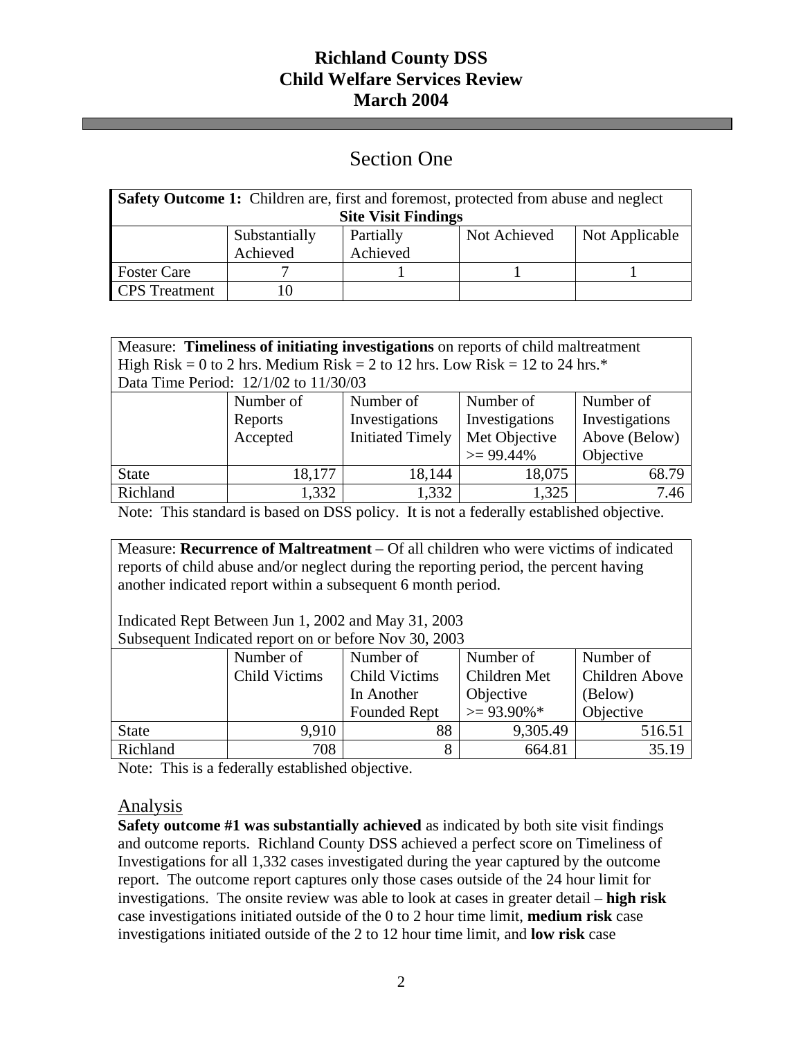# Richland County DSS
# Child Welfare Services Review
# March 2004

## Section One

| **Safety Outcome 1:** Children are, first and foremost, protected from abuse and neglect<br>**Site Visit Findings** | | | | |
|---|---|---|---|---|
| | Substantially Achieved | Partially Achieved | Not Achieved | Not Applicable |
| Foster Care | 7 | 1 | 1 | 1 |
| CPS Treatment | 10 | | | |

| Measure: **Timeliness of initiating investigations** on reports of child maltreatment<br>High Risk = 0 to 2 hrs. Medium Risk = 2 to 12 hrs. Low Risk = 12 to 24 hrs.*<br>Data Time Period: 12/1/02 to 11/30/03 | | | | |
|---|---|---|---|---|
| | Number of Reports Accepted | Number of Investigations Initiated Timely | Number of Investigations Met Objective >= 99.44% | Number of Investigations Above (Below) Objective |
| State | 18,177 | 18,144 | 18,075 | 68.79 |
| Richland | 1,332 | 1,332 | 1,325 | 7.46 |

Note: This standard is based on DSS policy. It is not a federally established objective.

| Measure: **Recurrence of Maltreatment** – Of all children who were victims of indicated reports of child abuse and/or neglect during the reporting period, the percent having another indicated report within a subsequent 6 month period.<br><br>Indicated Rept Between Jun 1, 2002 and May 31, 2003<br>Subsequent Indicated report on or before Nov 30, 2003 | | | | |
|---|---|---|---|---|
| | Number of Child Victims | Number of Child Victims In Another Founded Rept | Number of Children Met Objective >= 93.90%* | Number of Children Above (Below) Objective |
| State | 9,910 | 88 | 9,305.49 | 516.51 |
| Richland | 708 | 8 | 664.81 | 35.19 |

Note: This is a federally established objective.

### Analysis

**Safety outcome #1 was substantially achieved** as indicated by both site visit findings and outcome reports. Richland County DSS achieved a perfect score on Timeliness of Investigations for all 1,332 cases investigated during the year captured by the outcome report. The outcome report captures only those cases outside of the 24 hour limit for investigations. The onsite review was able to look at cases in greater detail – **high risk** case investigations initiated outside of the 0 to 2 hour time limit, **medium risk** case investigations initiated outside of the 2 to 12 hour time limit, and **low risk** case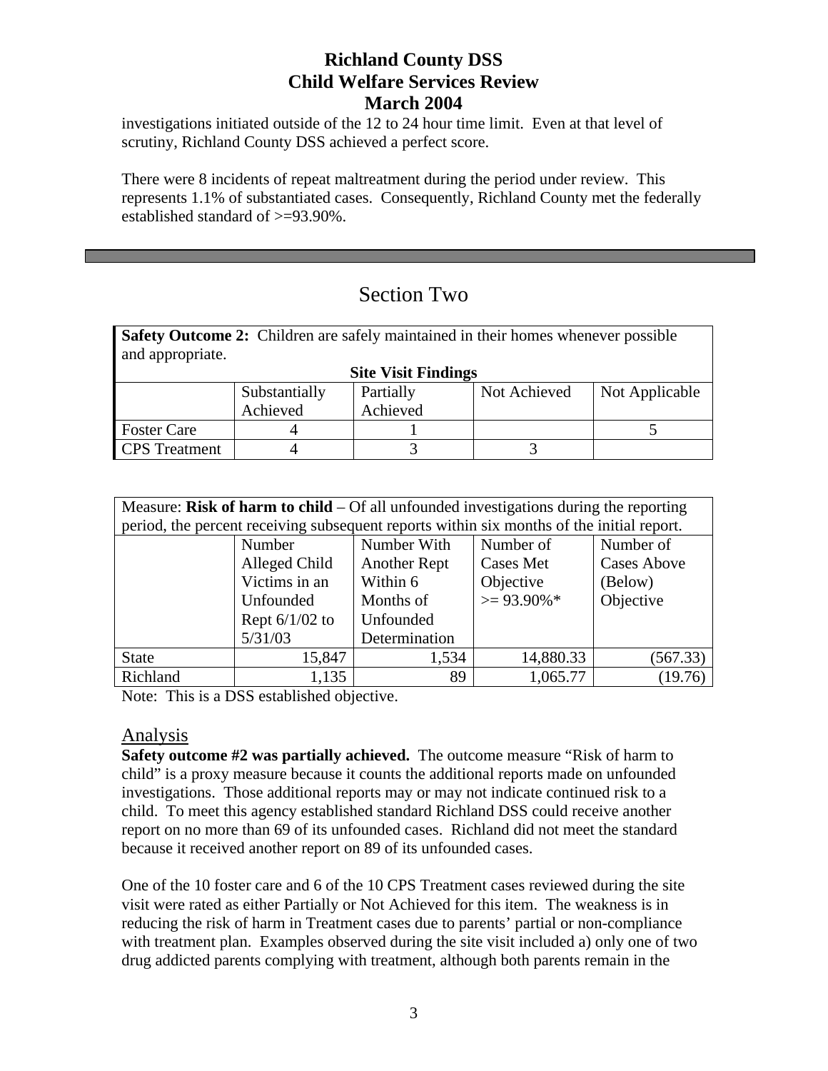investigations initiated outside of the 12 to 24 hour time limit. Even at that level of scrutiny, Richland County DSS achieved a perfect score.

There were 8 incidents of repeat maltreatment during the period under review. This represents 1.1% of substantiated cases. Consequently, Richland County met the federally established standard of >=93.90%.

---

## Section Two

**Safety Outcome 2:** Children are safely maintained in their homes whenever possible and appropriate.

**Site Visit Findings**

| | Substantially Achieved | Partially Achieved | Not Achieved | Not Applicable |
|---|---|---|---|---|
| Foster Care | 4 | 1 | | 5 |
| CPS Treatment | 4 | 3 | 3 | |

Measure: **Risk of harm to child** – Of all unfounded investigations during the reporting period, the percent receiving subsequent reports within six months of the initial report.

| | Number Alleged Child Victims in an Unfounded Rept 6/1/02 to 5/31/03 | Number With Another Rept Within 6 Months of Unfounded Determination | Number of Cases Met Objective >= 93.90%* | Number of Cases Above (Below) Objective |
|---|---|---|---|---|
| State | 15,847 | 1,534 | 14,880.33 | (567.33) |
| Richland | 1,135 | 89 | 1,065.77 | (19.76) |

Note: This is a DSS established objective.

### Analysis

**Safety outcome #2 was partially achieved.** The outcome measure "Risk of harm to child" is a proxy measure because it counts the additional reports made on unfounded investigations. Those additional reports may or may not indicate continued risk to a child. To meet this agency established standard Richland DSS could receive another report on no more than 69 of its unfounded cases. Richland did not meet the standard because it received another report on 89 of its unfounded cases.

One of the 10 foster care and 6 of the 10 CPS Treatment cases reviewed during the site visit were rated as either Partially or Not Achieved for this item. The weakness is in reducing the risk of harm in Treatment cases due to parents' partial or non-compliance with treatment plan. Examples observed during the site visit included a) only one of two drug addicted parents complying with treatment, although both parents remain in the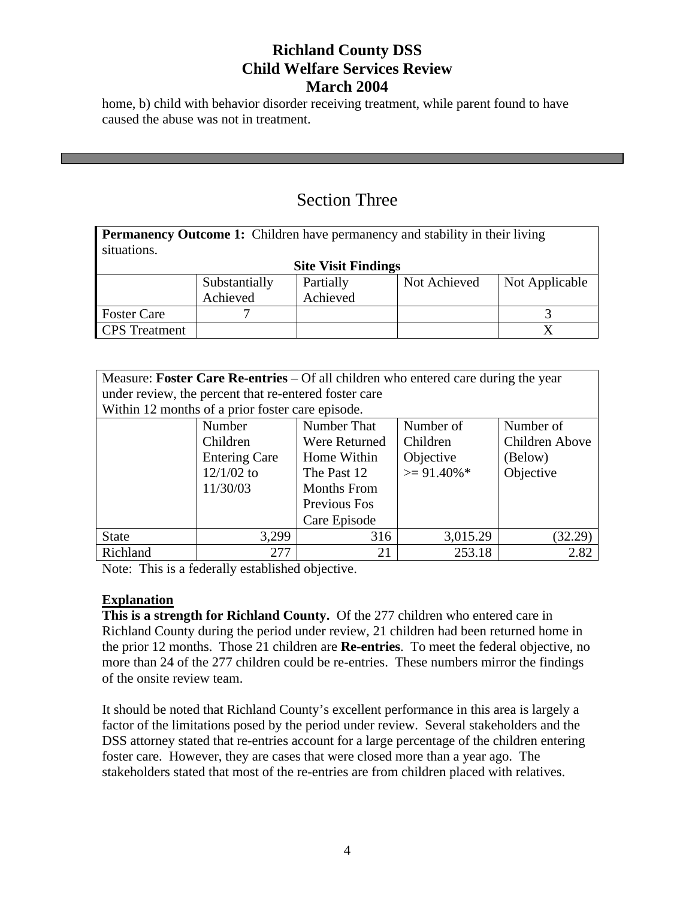home, b) child with behavior disorder receiving treatment, while parent found to have caused the abuse was not in treatment.

---

## Section Three

| **Permanency Outcome 1:** Children have permanency and stability in their living situations. **Site Visit Findings** | | | | |
|---|---|---|---|---|
| | Substantially Achieved | Partially Achieved | Not Achieved | Not Applicable |
| Foster Care | 7 | | | 3 |
| CPS Treatment | | | | X |

| Measure: **Foster Care Re-entries** – Of all children who entered care during the year under review, the percent that re-entered foster care Within 12 months of a prior foster care episode. | | | | |
|---|---|---|---|---|
| | Number Children Entering Care 12/1/02 to 11/30/03 | Number That Were Returned Home Within The Past 12 Months From Previous Fos Care Episode | Number of Children Objective >= 91.40%* | Number of Children Above (Below) Objective |
| State | 3,299 | 316 | 3,015.29 | (32.29) |
| Richland | 277 | 21 | 253.18 | 2.82 |

Note: This is a federally established objective.

**Explanation**

**This is a strength for Richland County.** Of the 277 children who entered care in Richland County during the period under review, 21 children had been returned home in the prior 12 months. Those 21 children are **Re-entries**. To meet the federal objective, no more than 24 of the 277 children could be re-entries. These numbers mirror the findings of the onsite review team.

It should be noted that Richland County's excellent performance in this area is largely a factor of the limitations posed by the period under review. Several stakeholders and the DSS attorney stated that re-entries account for a large percentage of the children entering foster care. However, they are cases that were closed more than a year ago. The stakeholders stated that most of the re-entries are from children placed with relatives.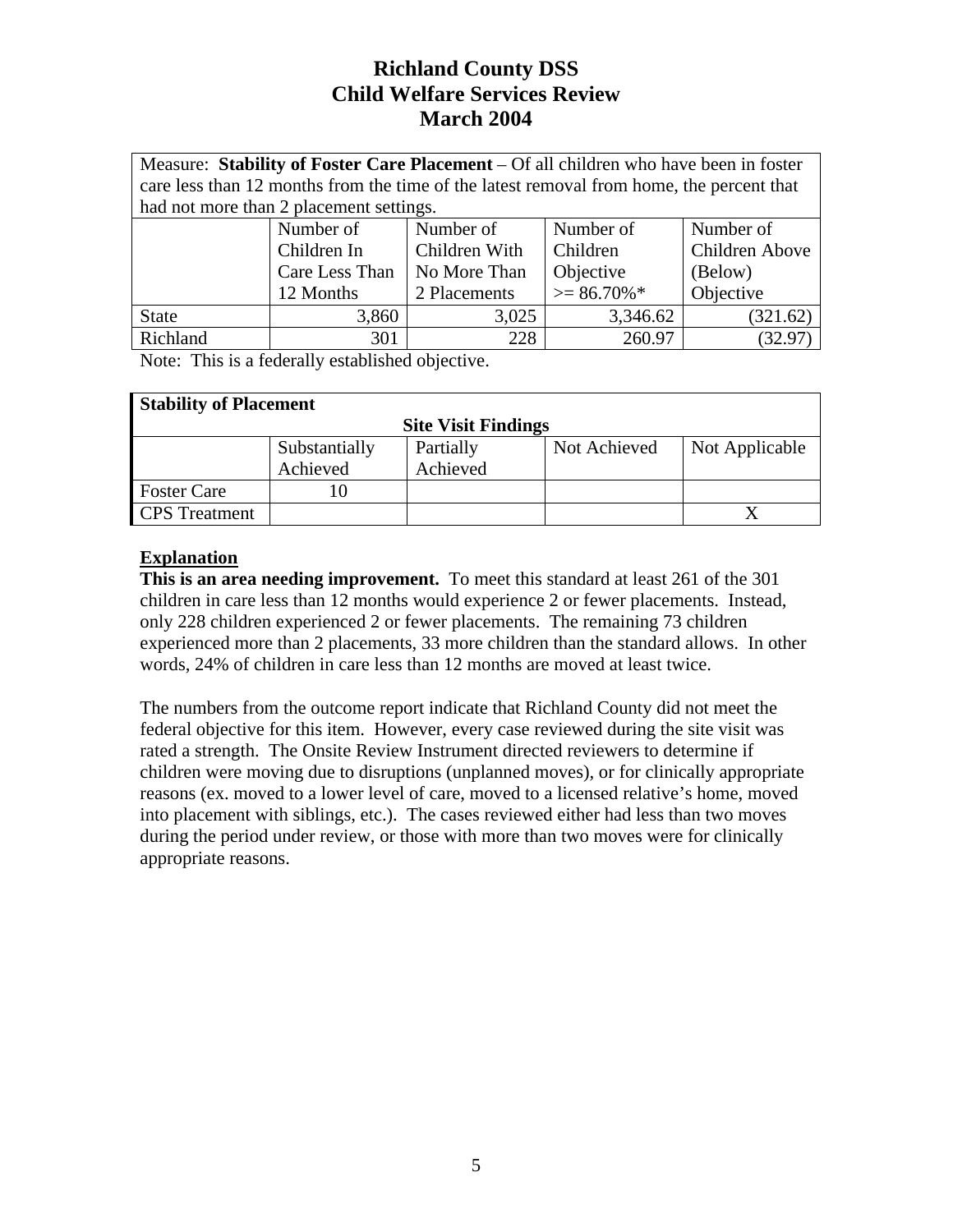# Richland County DSS
# Child Welfare Services Review
# March 2004

| Measure: **Stability of Foster Care Placement** – Of all children who have been in foster care less than 12 months from the time of the latest removal from home, the percent that had not more than 2 placement settings. | | | | |
|---|---|---|---|---|
| | Number of Children In Care Less Than 12 Months | Number of Children With No More Than 2 Placements | Number of Children Objective >= 86.70%* | Number of Children Above (Below) Objective |
| State | 3,860 | 3,025 | 3,346.62 | (321.62) |
| Richland | 301 | 228 | 260.97 | (32.97) |

Note: This is a federally established objective.

| **Stability of Placement** | | | | |
|---|---|---|---|---|
| **Site Visit Findings** | | | | |
| | Substantially Achieved | Partially Achieved | Not Achieved | Not Applicable |
| Foster Care | 10 | | | |
| CPS Treatment | | | | X |

**Explanation**

**This is an area needing improvement.** To meet this standard at least 261 of the 301 children in care less than 12 months would experience 2 or fewer placements. Instead, only 228 children experienced 2 or fewer placements. The remaining 73 children experienced more than 2 placements, 33 more children than the standard allows. In other words, 24% of children in care less than 12 months are moved at least twice.

The numbers from the outcome report indicate that Richland County did not meet the federal objective for this item. However, every case reviewed during the site visit was rated a strength. The Onsite Review Instrument directed reviewers to determine if children were moving due to disruptions (unplanned moves), or for clinically appropriate reasons (ex. moved to a lower level of care, moved to a licensed relative's home, moved into placement with siblings, etc.). The cases reviewed either had less than two moves during the period under review, or those with more than two moves were for clinically appropriate reasons.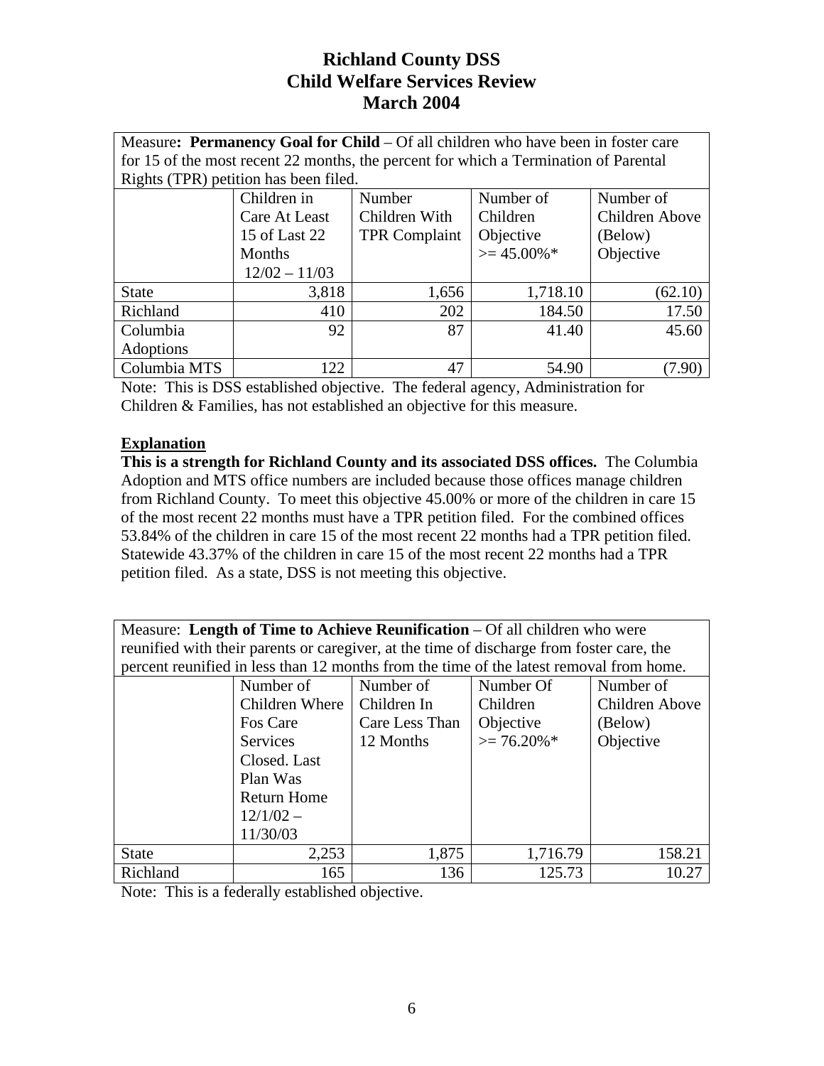# Richland County DSS
# Child Welfare Services Review
# March 2004

Measure**: Permanency Goal for Child** – Of all children who have been in foster care for 15 of the most recent 22 months, the percent for which a Termination of Parental Rights (TPR) petition has been filed.

| | Children in Care At Least 15 of Last 22 Months 12/02 – 11/03 | Number Children With TPR Complaint | Number of Children Objective >= 45.00%* | Number of Children Above (Below) Objective |
|---|---|---|---|---|
| State | 3,818 | 1,656 | 1,718.10 | (62.10) |
| Richland | 410 | 202 | 184.50 | 17.50 |
| Columbia Adoptions | 92 | 87 | 41.40 | 45.60 |
| Columbia MTS | 122 | 47 | 54.90 | (7.90) |

Note: This is DSS established objective. The federal agency, Administration for Children & Families, has not established an objective for this measure.

**Explanation**

**This is a strength for Richland County and its associated DSS offices.** The Columbia Adoption and MTS office numbers are included because those offices manage children from Richland County. To meet this objective 45.00% or more of the children in care 15 of the most recent 22 months must have a TPR petition filed. For the combined offices 53.84% of the children in care 15 of the most recent 22 months had a TPR petition filed. Statewide 43.37% of the children in care 15 of the most recent 22 months had a TPR petition filed. As a state, DSS is not meeting this objective.

Measure: **Length of Time to Achieve Reunification** – Of all children who were reunified with their parents or caregiver, at the time of discharge from foster care, the percent reunified in less than 12 months from the time of the latest removal from home.

| | Number of Children Where Fos Care Services Closed. Last Plan Was Return Home 12/1/02 – 11/30/03 | Number of Children In Care Less Than 12 Months | Number Of Children Objective >= 76.20%* | Number of Children Above (Below) Objective |
|---|---|---|---|---|
| State | 2,253 | 1,875 | 1,716.79 | 158.21 |
| Richland | 165 | 136 | 125.73 | 10.27 |

Note: This is a federally established objective.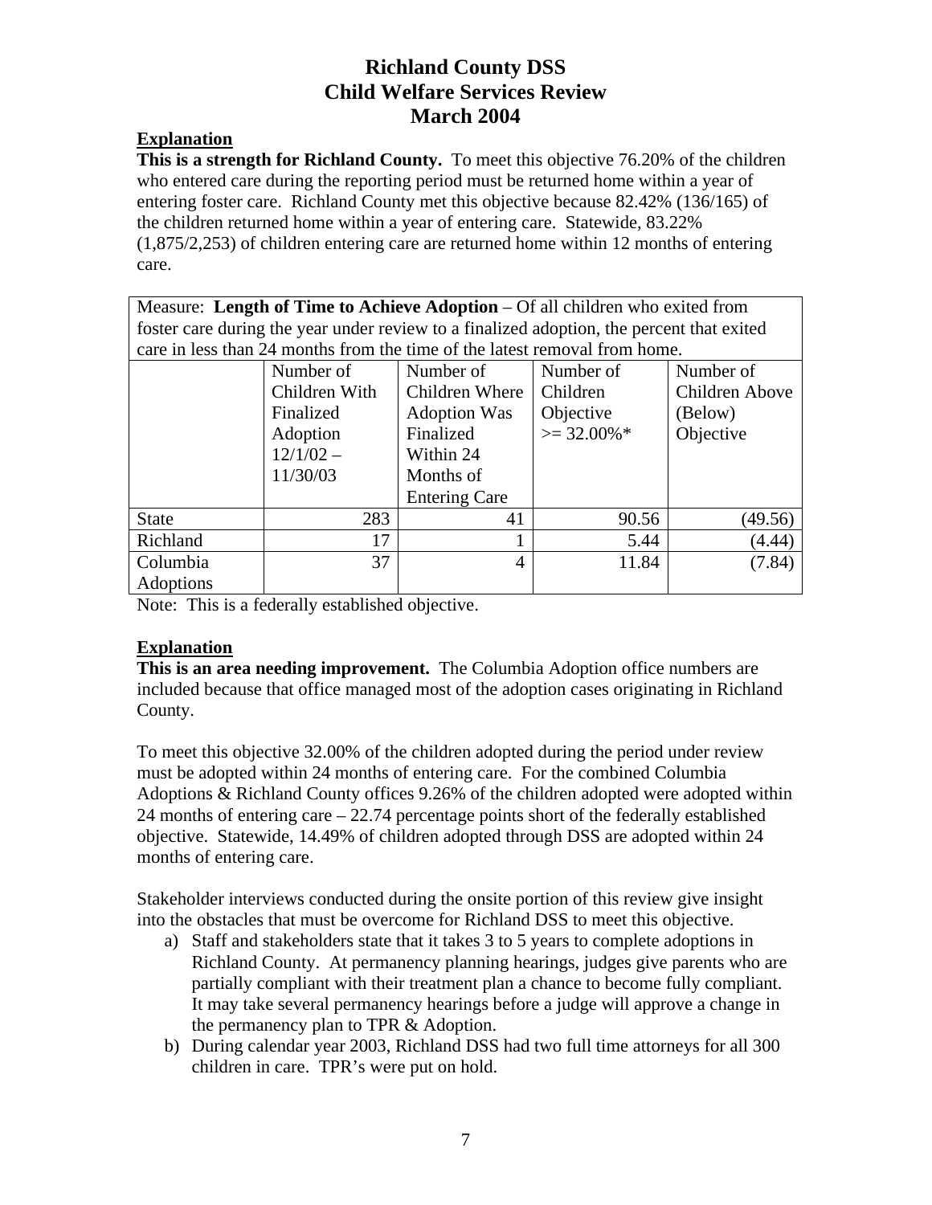# Richland County DSS
# Child Welfare Services Review
# March 2004

**Explanation**

**This is a strength for Richland County.** To meet this objective 76.20% of the children who entered care during the reporting period must be returned home within a year of entering foster care. Richland County met this objective because 82.42% (136/165) of the children returned home within a year of entering care. Statewide, 83.22% (1,875/2,253) of children entering care are returned home within 12 months of entering care.

Measure: **Length of Time to Achieve Adoption** – Of all children who exited from foster care during the year under review to a finalized adoption, the percent that exited care in less than 24 months from the time of the latest removal from home.

| | Number of Children With Finalized Adoption 12/1/02 – 11/30/03 | Number of Children Where Adoption Was Finalized Within 24 Months of Entering Care | Number of Children Objective >= 32.00%* | Number of Children Above (Below) Objective |
|---|---|---|---|---|
| State | 283 | 41 | 90.56 | (49.56) |
| Richland | 17 | 1 | 5.44 | (4.44) |
| Columbia Adoptions | 37 | 4 | 11.84 | (7.84) |

Note: This is a federally established objective.

**Explanation**

**This is an area needing improvement.** The Columbia Adoption office numbers are included because that office managed most of the adoption cases originating in Richland County.

To meet this objective 32.00% of the children adopted during the period under review must be adopted within 24 months of entering care. For the combined Columbia Adoptions & Richland County offices 9.26% of the children adopted were adopted within 24 months of entering care – 22.74 percentage points short of the federally established objective. Statewide, 14.49% of children adopted through DSS are adopted within 24 months of entering care.

Stakeholder interviews conducted during the onsite portion of this review give insight into the obstacles that must be overcome for Richland DSS to meet this objective.

a) Staff and stakeholders state that it takes 3 to 5 years to complete adoptions in Richland County. At permanency planning hearings, judges give parents who are partially compliant with their treatment plan a chance to become fully compliant. It may take several permanency hearings before a judge will approve a change in the permanency plan to TPR & Adoption.
b) During calendar year 2003, Richland DSS had two full time attorneys for all 300 children in care. TPR's were put on hold.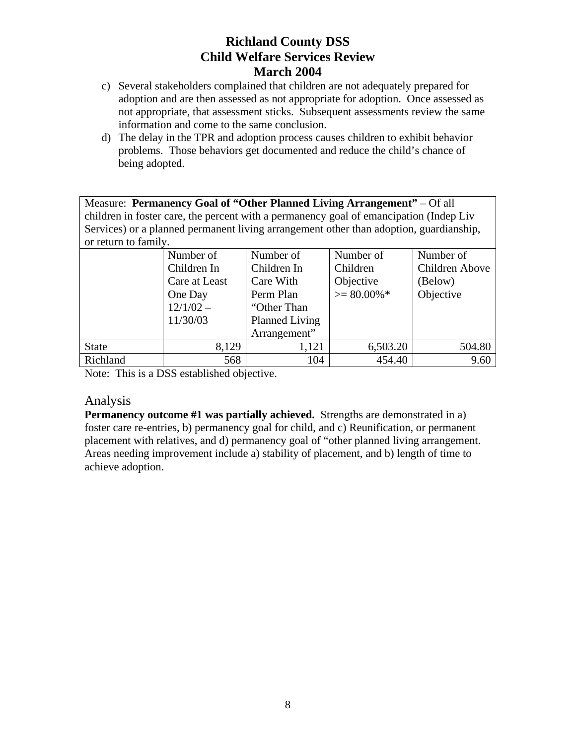c) Several stakeholders complained that children are not adequately prepared for adoption and are then assessed as not appropriate for adoption. Once assessed as not appropriate, that assessment sticks. Subsequent assessments review the same information and come to the same conclusion.

d) The delay in the TPR and adoption process causes children to exhibit behavior problems. Those behaviors get documented and reduce the child's chance of being adopted.

| Measure: **Permanency Goal of "Other Planned Living Arrangement"** – Of all children in foster care, the percent with a permanency goal of emancipation (Indep Liv Services) or a planned permanent living arrangement other than adoption, guardianship, or return to family. | | | | |
|---|---|---|---|---|
| | Number of Children In Care at Least One Day 12/1/02 – 11/30/03 | Number of Children In Care With Perm Plan "Other Than Planned Living Arrangement" | Number of Children Objective >= 80.00%* | Number of Children Above (Below) Objective |
| State | 8,129 | 1,121 | 6,503.20 | 504.80 |
| Richland | 568 | 104 | 454.40 | 9.60 |

Note: This is a DSS established objective.

## Analysis

**Permanency outcome #1 was partially achieved.** Strengths are demonstrated in a) foster care re-entries, b) permanency goal for child, and c) Reunification, or permanent placement with relatives, and d) permanency goal of "other planned living arrangement. Areas needing improvement include a) stability of placement, and b) length of time to achieve adoption.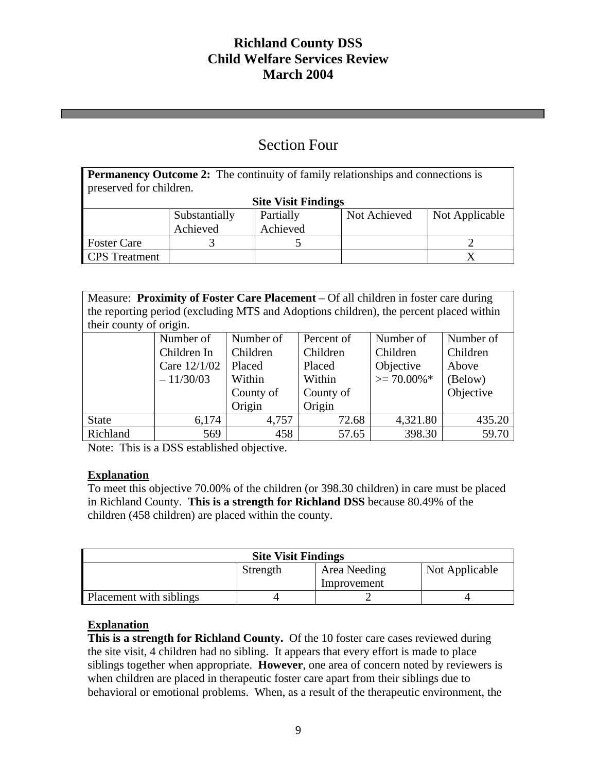# Richland County DSS
# Child Welfare Services Review
# March 2004

## Section Four

| **Permanency Outcome 2:** The continuity of family relationships and connections is preserved for children. | | | | |
|---|---|---|---|---|
| **Site Visit Findings** | | | | |
| | Substantially Achieved | Partially Achieved | Not Achieved | Not Applicable |
| Foster Care | 3 | 5 | | 2 |
| CPS Treatment | | | | X |

| Measure: **Proximity of Foster Care Placement** – Of all children in foster care during the reporting period (excluding MTS and Adoptions children), the percent placed within their county of origin. | | | | | |
|---|---|---|---|---|---|
| | Number of Children In Care 12/1/02 – 11/30/03 | Number of Children Placed Within County of Origin | Percent of Children Placed Within County of Origin | Number of Children Objective >= 70.00%* | Number of Children Above (Below) Objective |
| State | 6,174 | 4,757 | 72.68 | 4,321.80 | 435.20 |
| Richland | 569 | 458 | 57.65 | 398.30 | 59.70 |

Note: This is a DSS established objective.

**Explanation**

To meet this objective 70.00% of the children (or 398.30 children) in care must be placed in Richland County. **This is a strength for Richland DSS** because 80.49% of the children (458 children) are placed within the county.

| **Site Visit Findings** | | | |
|---|---|---|---|
| | Strength | Area Needing Improvement | Not Applicable |
| Placement with siblings | 4 | 2 | 4 |

**Explanation**

**This is a strength for Richland County.** Of the 10 foster care cases reviewed during the site visit, 4 children had no sibling. It appears that every effort is made to place siblings together when appropriate. **However**, one area of concern noted by reviewers is when children are placed in therapeutic foster care apart from their siblings due to behavioral or emotional problems. When, as a result of the therapeutic environment, the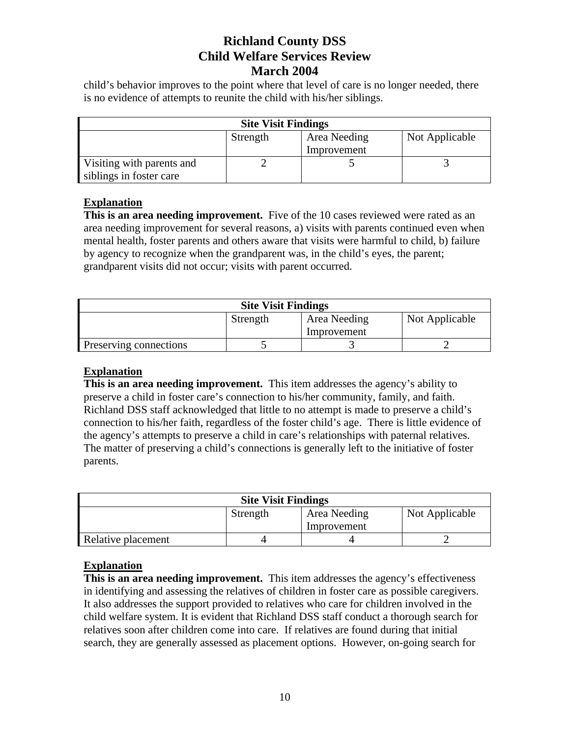child's behavior improves to the point where that level of care is no longer needed, there is no evidence of attempts to reunite the child with his/her siblings.

| Site Visit Findings | | | |
|---|---|---|---|
| | Strength | Area Needing Improvement | Not Applicable |
| Visiting with parents and siblings in foster care | 2 | 5 | 3 |

**Explanation**

**This is an area needing improvement.** Five of the 10 cases reviewed were rated as an area needing improvement for several reasons, a) visits with parents continued even when mental health, foster parents and others aware that visits were harmful to child, b) failure by agency to recognize when the grandparent was, in the child's eyes, the parent; grandparent visits did not occur; visits with parent occurred.

| Site Visit Findings | | | |
|---|---|---|---|
| | Strength | Area Needing Improvement | Not Applicable |
| Preserving connections | 5 | 3 | 2 |

**Explanation**

**This is an area needing improvement.** This item addresses the agency's ability to preserve a child in foster care's connection to his/her community, family, and faith. Richland DSS staff acknowledged that little to no attempt is made to preserve a child's connection to his/her faith, regardless of the foster child's age. There is little evidence of the agency's attempts to preserve a child in care's relationships with paternal relatives. The matter of preserving a child's connections is generally left to the initiative of foster parents.

| Site Visit Findings | | | |
|---|---|---|---|
| | Strength | Area Needing Improvement | Not Applicable |
| Relative placement | 4 | 4 | 2 |

**Explanation**

**This is an area needing improvement.** This item addresses the agency's effectiveness in identifying and assessing the relatives of children in foster care as possible caregivers. It also addresses the support provided to relatives who care for children involved in the child welfare system. It is evident that Richland DSS staff conduct a thorough search for relatives soon after children come into care. If relatives are found during that initial search, they are generally assessed as placement options. However, on-going search for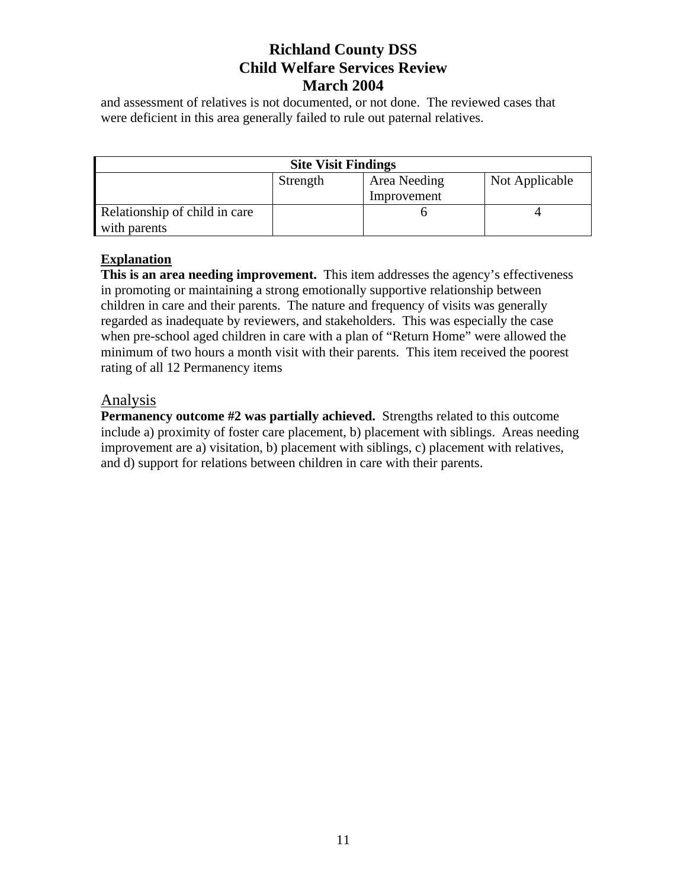and assessment of relatives is not documented, or not done. The reviewed cases that were deficient in this area generally failed to rule out paternal relatives.

| Site Visit Findings | | | |
|---|---|---|---|
| | Strength | Area Needing Improvement | Not Applicable |
| Relationship of child in care with parents | | 6 | 4 |

**Explanation**

**This is an area needing improvement.** This item addresses the agency's effectiveness in promoting or maintaining a strong emotionally supportive relationship between children in care and their parents. The nature and frequency of visits was generally regarded as inadequate by reviewers, and stakeholders. This was especially the case when pre-school aged children in care with a plan of "Return Home" were allowed the minimum of two hours a month visit with their parents. This item received the poorest rating of all 12 Permanency items

## Analysis

**Permanency outcome #2 was partially achieved.** Strengths related to this outcome include a) proximity of foster care placement, b) placement with siblings. Areas needing improvement are a) visitation, b) placement with siblings, c) placement with relatives, and d) support for relations between children in care with their parents.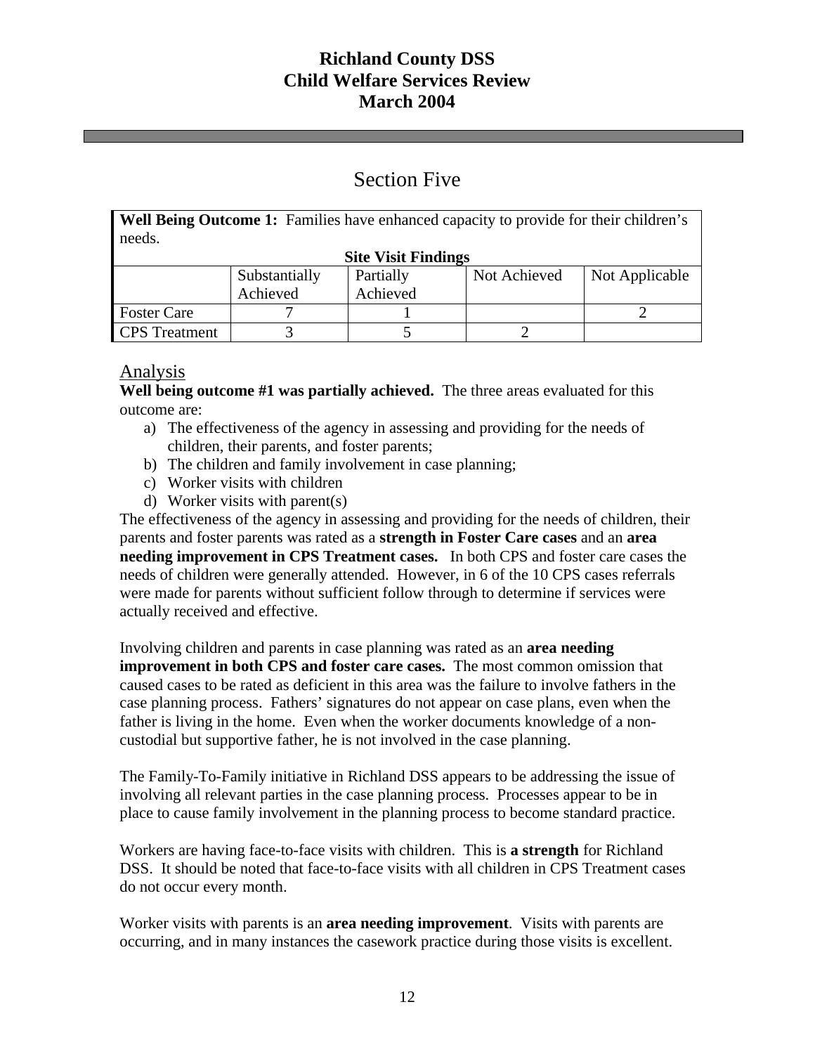# Section Five

| Well Being Outcome 1: Families have enhanced capacity to provide for their children's needs. | | | | |
|---|---|---|---|---|
| **Site Visit Findings** | | | | |
| | Substantially Achieved | Partially Achieved | Not Achieved | Not Applicable |
| Foster Care | 7 | 1 | | 2 |
| CPS Treatment | 3 | 5 | 2 | |

## Analysis

**Well being outcome #1 was partially achieved.** The three areas evaluated for this outcome are:

a) The effectiveness of the agency in assessing and providing for the needs of children, their parents, and foster parents;
b) The children and family involvement in case planning;
c) Worker visits with children
d) Worker visits with parent(s)

The effectiveness of the agency in assessing and providing for the needs of children, their parents and foster parents was rated as a **strength in Foster Care cases** and an **area needing improvement in CPS Treatment cases.** In both CPS and foster care cases the needs of children were generally attended. However, in 6 of the 10 CPS cases referrals were made for parents without sufficient follow through to determine if services were actually received and effective.

Involving children and parents in case planning was rated as an **area needing improvement in both CPS and foster care cases.** The most common omission that caused cases to be rated as deficient in this area was the failure to involve fathers in the case planning process. Fathers' signatures do not appear on case plans, even when the father is living in the home. Even when the worker documents knowledge of a non-custodial but supportive father, he is not involved in the case planning.

The Family-To-Family initiative in Richland DSS appears to be addressing the issue of involving all relevant parties in the case planning process. Processes appear to be in place to cause family involvement in the planning process to become standard practice.

Workers are having face-to-face visits with children. This is **a strength** for Richland DSS. It should be noted that face-to-face visits with all children in CPS Treatment cases do not occur every month.

Worker visits with parents is an **area needing improvement**. Visits with parents are occurring, and in many instances the casework practice during those visits is excellent.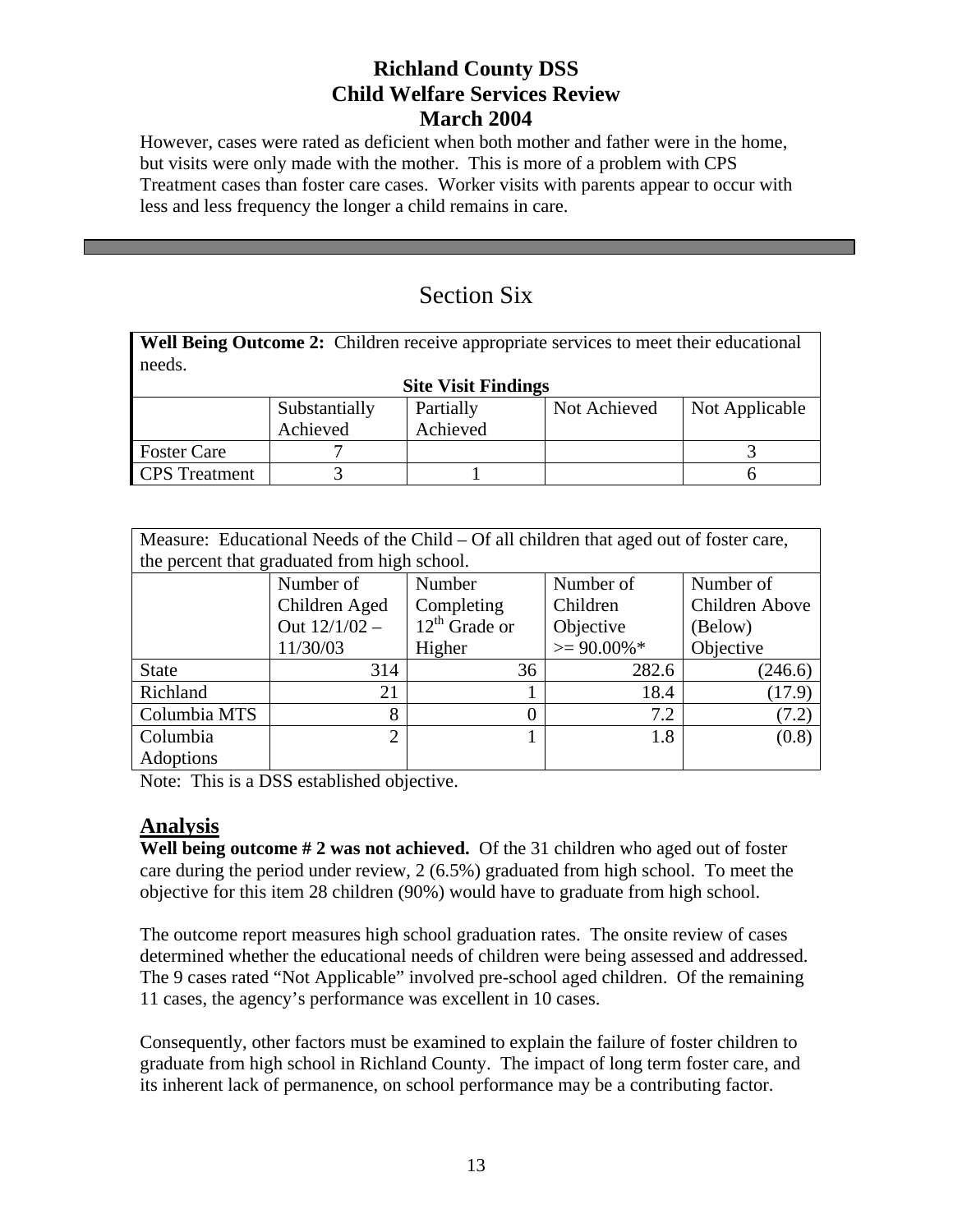However, cases were rated as deficient when both mother and father were in the home, but visits were only made with the mother. This is more of a problem with CPS Treatment cases than foster care cases. Worker visits with parents appear to occur with less and less frequency the longer a child remains in care.

---

## Section Six

**Well Being Outcome 2:** Children receive appropriate services to meet their educational needs.

**Site Visit Findings**

| | Substantially Achieved | Partially Achieved | Not Achieved | Not Applicable |
|---|---|---|---|---|
| Foster Care | 7 | | | 3 |
| CPS Treatment | 3 | 1 | | 6 |

Measure: Educational Needs of the Child – Of all children that aged out of foster care, the percent that graduated from high school.

| | Number of Children Aged Out 12/1/02 – 11/30/03 | Number Completing $12^{th}$ Grade or Higher | Number of Children Objective >= 90.00%* | Number of Children Above (Below) Objective |
|---|---|---|---|---|
| State | 314 | 36 | 282.6 | (246.6) |
| Richland | 21 | 1 | 18.4 | (17.9) |
| Columbia MTS | 8 | 0 | 7.2 | (7.2) |
| Columbia Adoptions | 2 | 1 | 1.8 | (0.8) |

Note: This is a DSS established objective.

## Analysis

**Well being outcome # 2 was not achieved.** Of the 31 children who aged out of foster care during the period under review, 2 (6.5%) graduated from high school. To meet the objective for this item 28 children (90%) would have to graduate from high school.

The outcome report measures high school graduation rates. The onsite review of cases determined whether the educational needs of children were being assessed and addressed. The 9 cases rated "Not Applicable" involved pre-school aged children. Of the remaining 11 cases, the agency's performance was excellent in 10 cases.

Consequently, other factors must be examined to explain the failure of foster children to graduate from high school in Richland County. The impact of long term foster care, and its inherent lack of permanence, on school performance may be a contributing factor.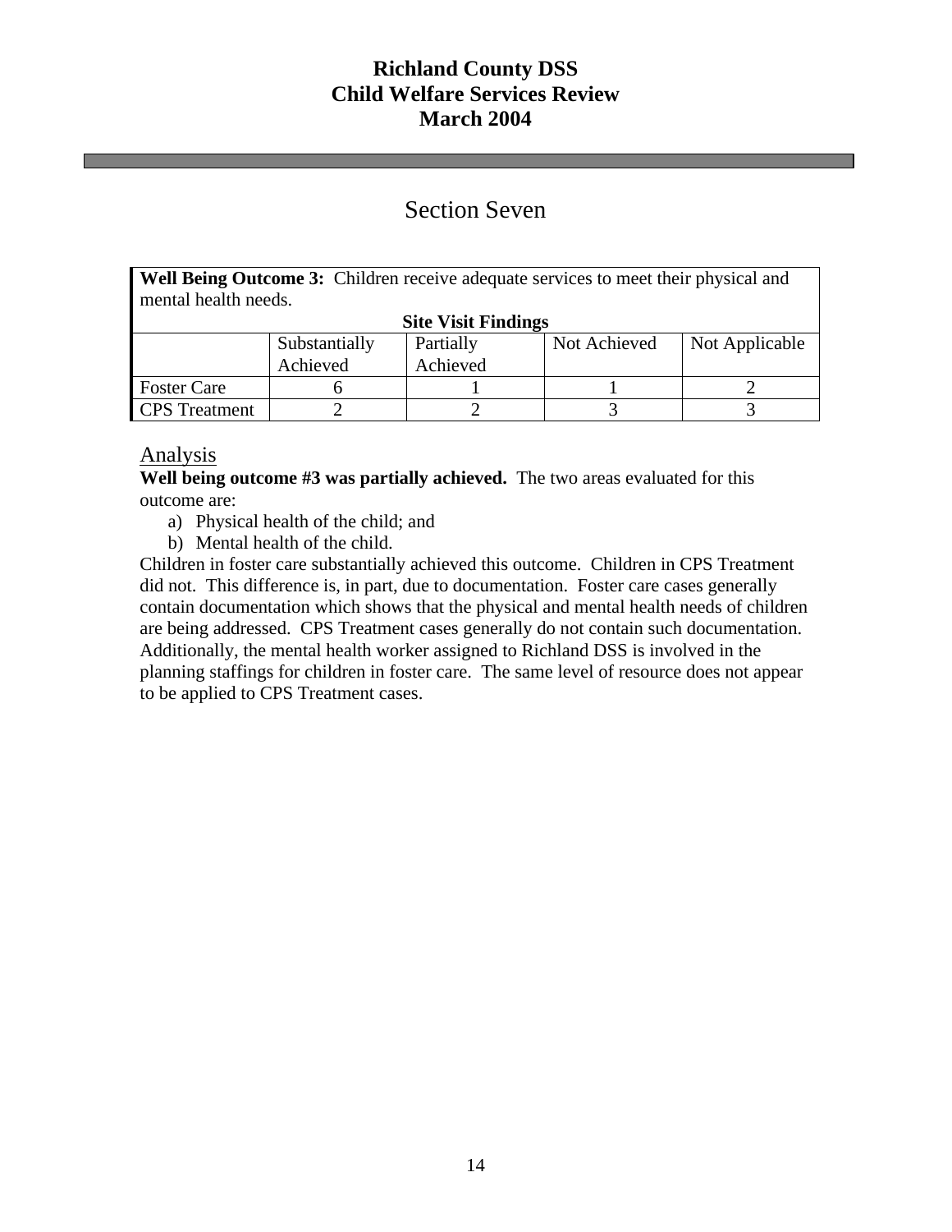# Section Seven

**Well Being Outcome 3:** Children receive adequate services to meet their physical and mental health needs.

**Site Visit Findings**

| | Substantially Achieved | Partially Achieved | Not Achieved | Not Applicable |
|---|---|---|---|---|
| Foster Care | 6 | 1 | 1 | 2 |
| CPS Treatment | 2 | 2 | 3 | 3 |

## Analysis

**Well being outcome #3 was partially achieved.** The two areas evaluated for this outcome are:

a) Physical health of the child; and
b) Mental health of the child.

Children in foster care substantially achieved this outcome. Children in CPS Treatment did not. This difference is, in part, due to documentation. Foster care cases generally contain documentation which shows that the physical and mental health needs of children are being addressed. CPS Treatment cases generally do not contain such documentation. Additionally, the mental health worker assigned to Richland DSS is involved in the planning staffings for children in foster care. The same level of resource does not appear to be applied to CPS Treatment cases.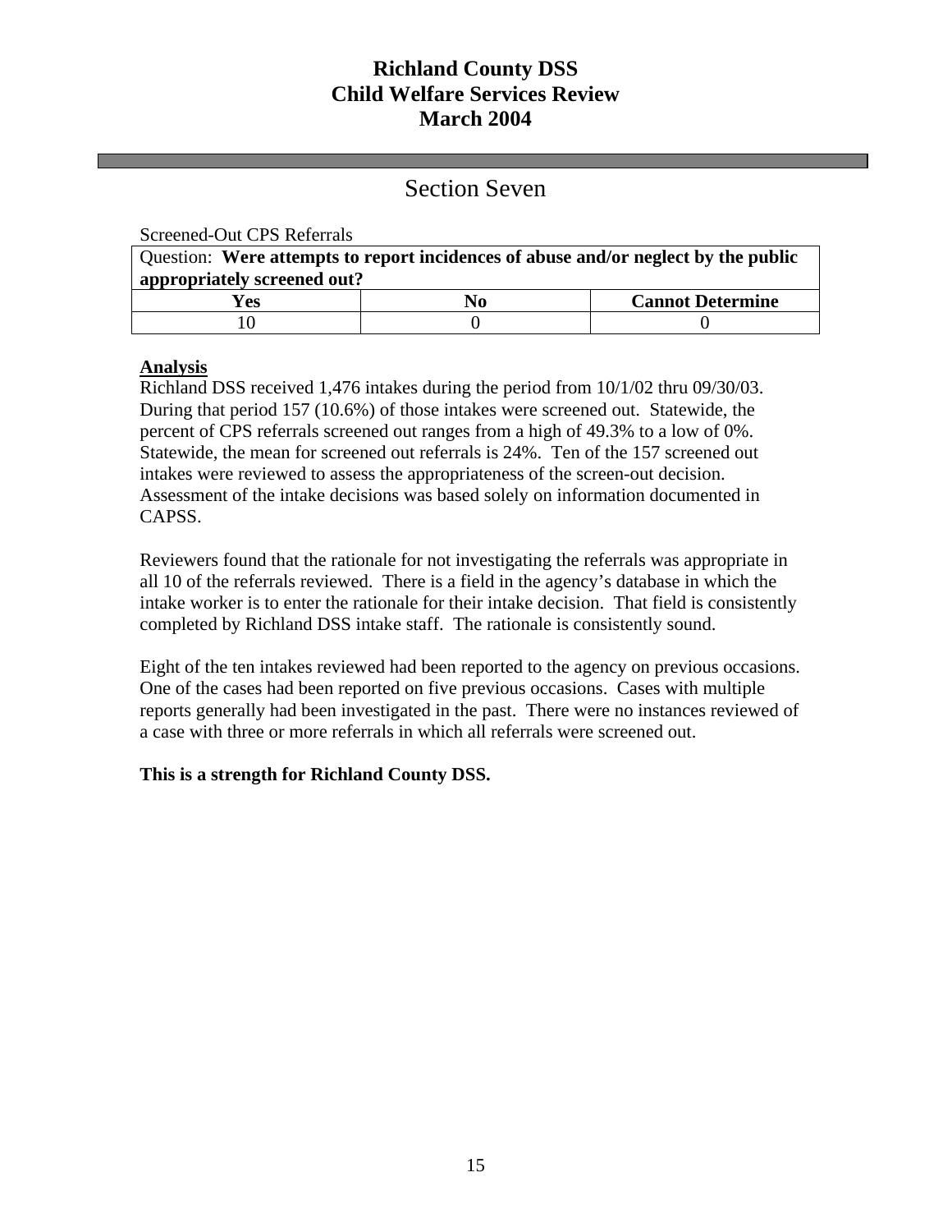# Richland County DSS
# Child Welfare Services Review
# March 2004

## Section Seven

Screened-Out CPS Referrals

| Question: **Were attempts to report incidences of abuse and/or neglect by the public appropriately screened out?** | | |
|---|---|---|
| **Yes** | **No** | **Cannot Determine** |
| 10 | 0 | 0 |

**Analysis**

Richland DSS received 1,476 intakes during the period from 10/1/02 thru 09/30/03. During that period 157 (10.6%) of those intakes were screened out. Statewide, the percent of CPS referrals screened out ranges from a high of 49.3% to a low of 0%. Statewide, the mean for screened out referrals is 24%. Ten of the 157 screened out intakes were reviewed to assess the appropriateness of the screen-out decision. Assessment of the intake decisions was based solely on information documented in CAPSS.

Reviewers found that the rationale for not investigating the referrals was appropriate in all 10 of the referrals reviewed. There is a field in the agency's database in which the intake worker is to enter the rationale for their intake decision. That field is consistently completed by Richland DSS intake staff. The rationale is consistently sound.

Eight of the ten intakes reviewed had been reported to the agency on previous occasions. One of the cases had been reported on five previous occasions. Cases with multiple reports generally had been investigated in the past. There were no instances reviewed of a case with three or more referrals in which all referrals were screened out.

**This is a strength for Richland County DSS.**